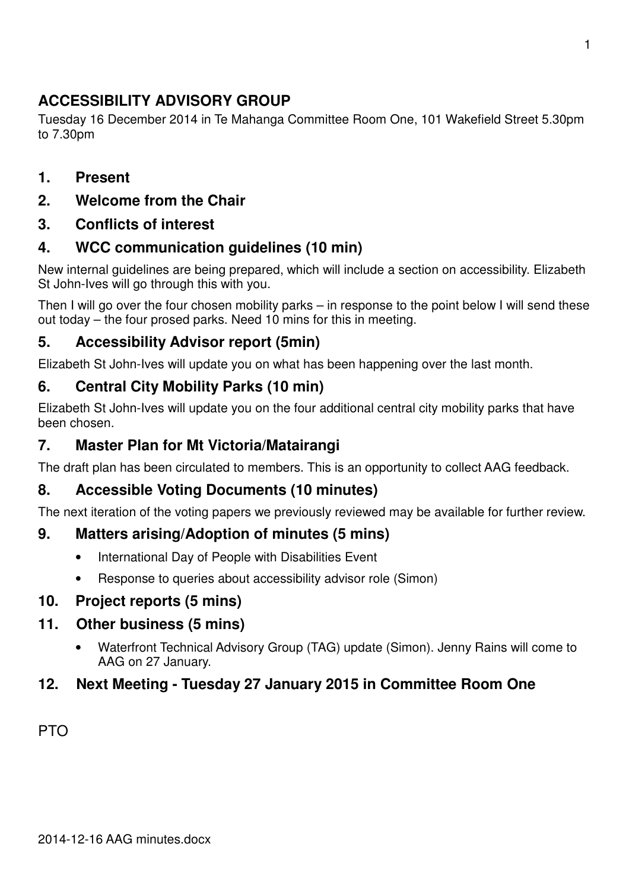# ACCESSIBILITY ADVISORY GROUP

Tuesday 16 December 2014 in Te Mahanga Committee Room One, 101 Wakefield Street 5.30pm to 7.30pm

## 1. Present

## 2. Welcome from the Chair

## 3. Conflicts of interest

## 4. WCC communication guidelines (10 min)

New internal guidelines are being prepared, which will include a section on accessibility. Elizabeth St John-Ives will go through this with you.

Then I will go over the four chosen mobility parks – in response to the point below I will send these out today – the four prosed parks. Need 10 mins for this in meeting.

## 5. Accessibility Advisor report (5min)

Elizabeth St John-Ives will update you on what has been happening over the last month.

## 6. Central City Mobility Parks (10 min)

Elizabeth St John-Ives will update you on the four additional central city mobility parks that have been chosen.

## 7. Master Plan for Mt Victoria/Matairangi

The draft plan has been circulated to members. This is an opportunity to collect AAG feedback.

## 8. Accessible Voting Documents (10 minutes)

The next iteration of the voting papers we previously reviewed may be available for further review.

## 9. Matters arising/Adoption of minutes (5 mins)

- International Day of People with Disabilities Event
- Response to queries about accessibility advisor role (Simon)

## 10. Project reports (5 mins)

## 11. Other business (5 mins)

- Waterfront Technical Advisory Group (TAG) update (Simon). Jenny Rains will come to AAG on 27 January.

## 12. Next Meeting - Tuesday 27 January 2015 in Committee Room One

PTO

2014-12-16 AAG minutes.docx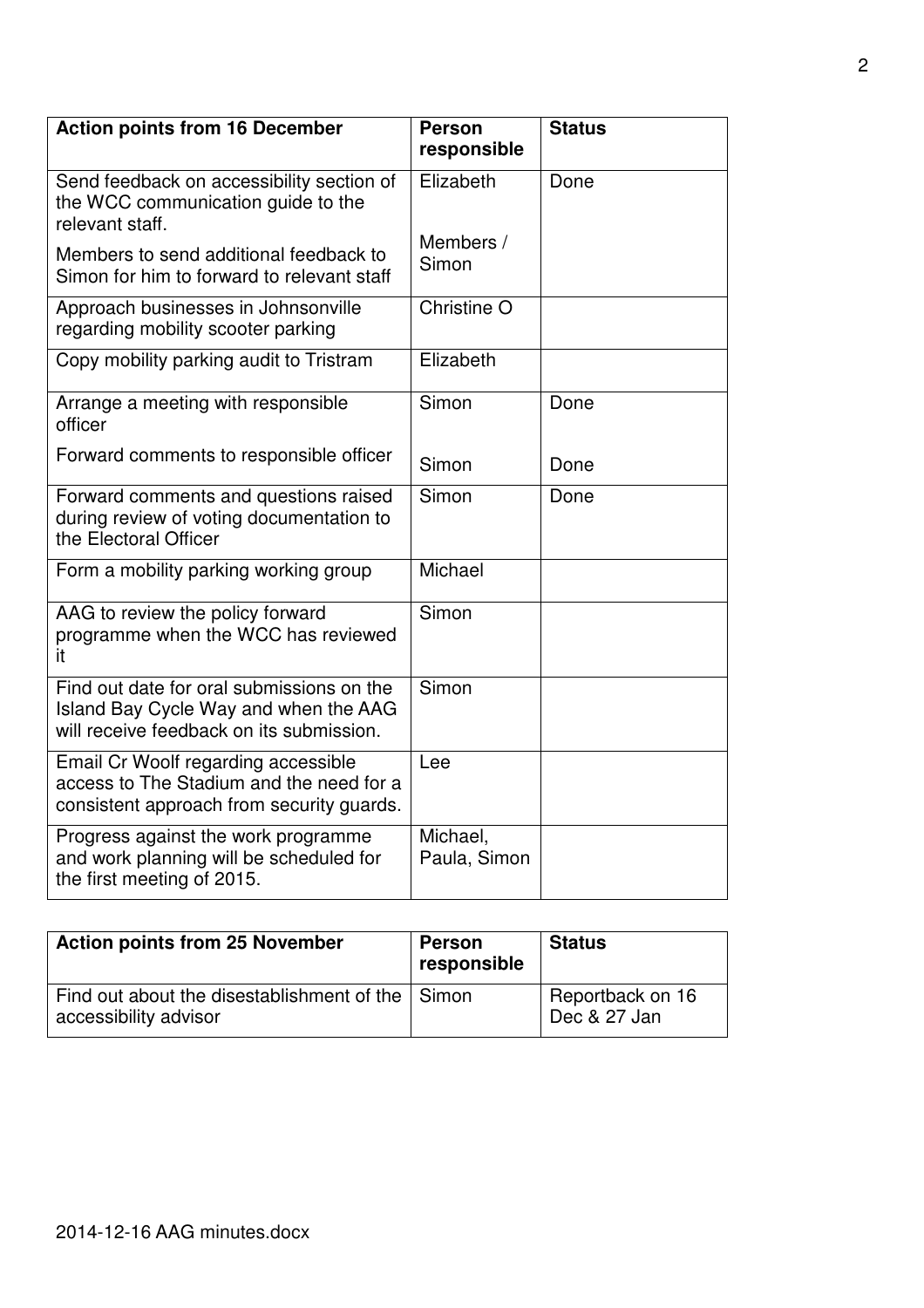| Action points from 16 December | Person responsible | Status |
|---|---|---|
| Send feedback on accessibility section of the WCC communication guide to the relevant staff.<br>Members to send additional feedback to Simon for him to forward to relevant staff | Elizabeth<br>Members / Simon | Done |
| Approach businesses in Johnsonville regarding mobility scooter parking | Christine O | |
| Copy mobility parking audit to Tristram | Elizabeth | |
| Arrange a meeting with responsible officer<br>Forward comments to responsible officer | Simon<br>Simon | Done<br>Done |
| Forward comments and questions raised during review of voting documentation to the Electoral Officer | Simon | Done |
| Form a mobility parking working group | Michael | |
| AAG to review the policy forward programme when the WCC has reviewed it | Simon | |
| Find out date for oral submissions on the Island Bay Cycle Way and when the AAG will receive feedback on its submission. | Simon | |
| Email Cr Woolf regarding accessible access to The Stadium and the need for a consistent approach from security guards. | Lee | |
| Progress against the work programme and work planning will be scheduled for the first meeting of 2015. | Michael, Paula, Simon | |

| Action points from 25 November | Person responsible | Status |
|---|---|---|
| Find out about the disestablishment of the accessibility advisor | Simon | Reportback on 16 Dec & 27 Jan |

2014-12-16 AAG minutes.docx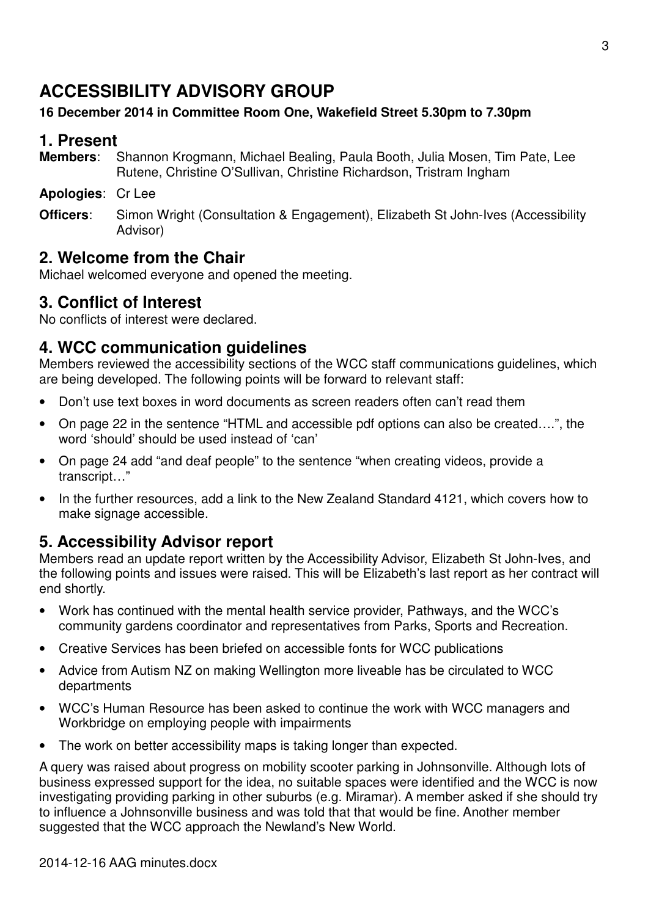# ACCESSIBILITY ADVISORY GROUP

**16 December 2014 in Committee Room One, Wakefield Street 5.30pm to 7.30pm**

## 1. Present

**Members**: Shannon Krogmann, Michael Bealing, Paula Booth, Julia Mosen, Tim Pate, Lee Rutene, Christine O'Sullivan, Christine Richardson, Tristram Ingham

**Apologies**: Cr Lee

**Officers**: Simon Wright (Consultation & Engagement), Elizabeth St John-Ives (Accessibility Advisor)

## 2. Welcome from the Chair

Michael welcomed everyone and opened the meeting.

## 3. Conflict of Interest

No conflicts of interest were declared.

## 4. WCC communication guidelines

Members reviewed the accessibility sections of the WCC staff communications guidelines, which are being developed. The following points will be forward to relevant staff:

- Don't use text boxes in word documents as screen readers often can't read them
- On page 22 in the sentence "HTML and accessible pdf options can also be created….", the word 'should' should be used instead of 'can'
- On page 24 add "and deaf people" to the sentence "when creating videos, provide a transcript…"
- In the further resources, add a link to the New Zealand Standard 4121, which covers how to make signage accessible.

## 5. Accessibility Advisor report

Members read an update report written by the Accessibility Advisor, Elizabeth St John-Ives, and the following points and issues were raised. This will be Elizabeth's last report as her contract will end shortly.

- Work has continued with the mental health service provider, Pathways, and the WCC's community gardens coordinator and representatives from Parks, Sports and Recreation.
- Creative Services has been briefed on accessible fonts for WCC publications
- Advice from Autism NZ on making Wellington more liveable has be circulated to WCC departments
- WCC's Human Resource has been asked to continue the work with WCC managers and Workbridge on employing people with impairments
- The work on better accessibility maps is taking longer than expected.

A query was raised about progress on mobility scooter parking in Johnsonville. Although lots of business expressed support for the idea, no suitable spaces were identified and the WCC is now investigating providing parking in other suburbs (e.g. Miramar). A member asked if she should try to influence a Johnsonville business and was told that that would be fine. Another member suggested that the WCC approach the Newland's New World.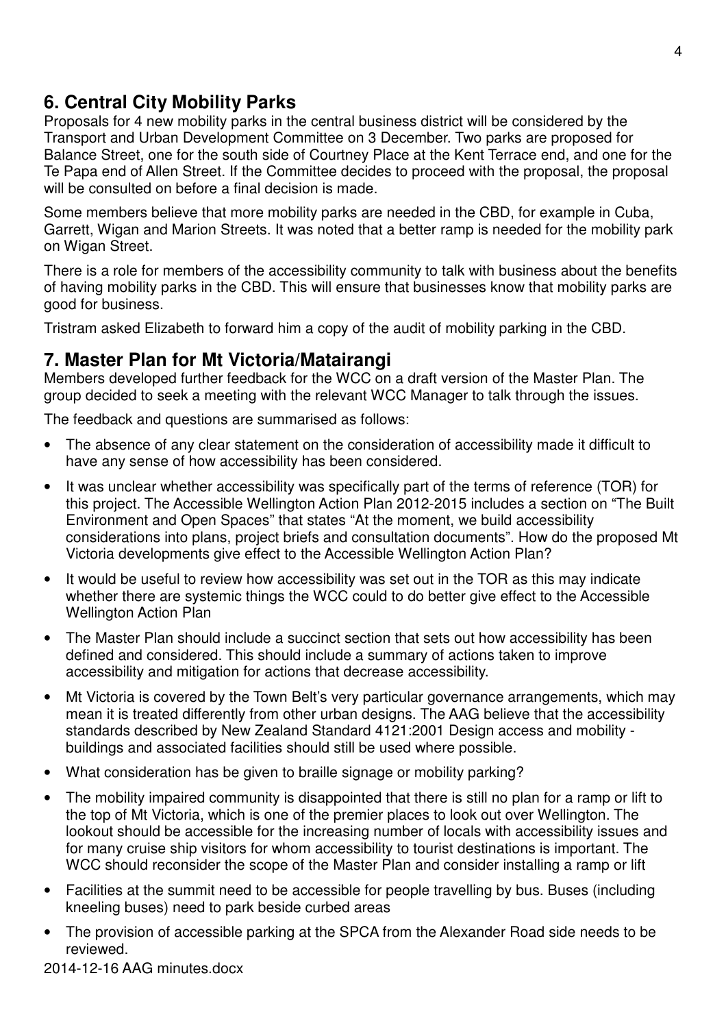## 6. Central City Mobility Parks

Proposals for 4 new mobility parks in the central business district will be considered by the Transport and Urban Development Committee on 3 December. Two parks are proposed for Balance Street, one for the south side of Courtney Place at the Kent Terrace end, and one for the Te Papa end of Allen Street. If the Committee decides to proceed with the proposal, the proposal will be consulted on before a final decision is made.

Some members believe that more mobility parks are needed in the CBD, for example in Cuba, Garrett, Wigan and Marion Streets. It was noted that a better ramp is needed for the mobility park on Wigan Street.

There is a role for members of the accessibility community to talk with business about the benefits of having mobility parks in the CBD. This will ensure that businesses know that mobility parks are good for business.

Tristram asked Elizabeth to forward him a copy of the audit of mobility parking in the CBD.

## 7. Master Plan for Mt Victoria/Matairangi

Members developed further feedback for the WCC on a draft version of the Master Plan. The group decided to seek a meeting with the relevant WCC Manager to talk through the issues.

The feedback and questions are summarised as follows:

- The absence of any clear statement on the consideration of accessibility made it difficult to have any sense of how accessibility has been considered.
- It was unclear whether accessibility was specifically part of the terms of reference (TOR) for this project. The Accessible Wellington Action Plan 2012-2015 includes a section on "The Built Environment and Open Spaces" that states "At the moment, we build accessibility considerations into plans, project briefs and consultation documents". How do the proposed Mt Victoria developments give effect to the Accessible Wellington Action Plan?
- It would be useful to review how accessibility was set out in the TOR as this may indicate whether there are systemic things the WCC could to do better give effect to the Accessible Wellington Action Plan
- The Master Plan should include a succinct section that sets out how accessibility has been defined and considered. This should include a summary of actions taken to improve accessibility and mitigation for actions that decrease accessibility.
- Mt Victoria is covered by the Town Belt's very particular governance arrangements, which may mean it is treated differently from other urban designs. The AAG believe that the accessibility standards described by New Zealand Standard 4121:2001 Design access and mobility - buildings and associated facilities should still be used where possible.
- What consideration has be given to braille signage or mobility parking?
- The mobility impaired community is disappointed that there is still no plan for a ramp or lift to the top of Mt Victoria, which is one of the premier places to look out over Wellington. The lookout should be accessible for the increasing number of locals with accessibility issues and for many cruise ship visitors for whom accessibility to tourist destinations is important. The WCC should reconsider the scope of the Master Plan and consider installing a ramp or lift
- Facilities at the summit need to be accessible for people travelling by bus. Buses (including kneeling buses) need to park beside curbed areas
- The provision of accessible parking at the SPCA from the Alexander Road side needs to be reviewed.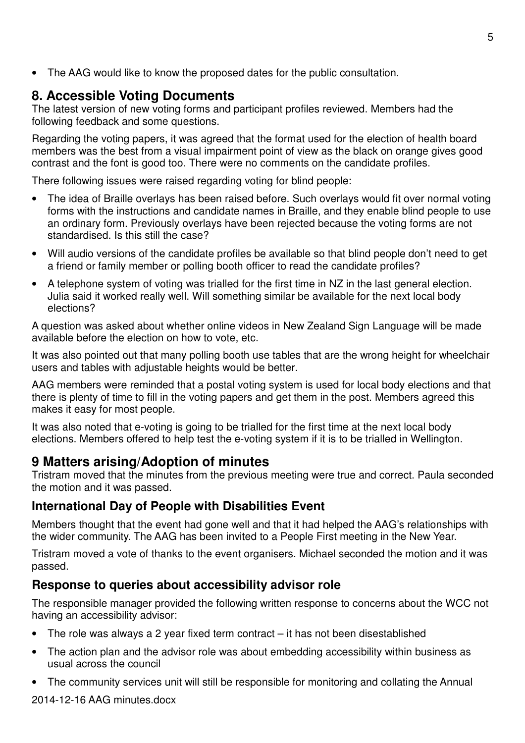- The AAG would like to know the proposed dates for the public consultation.

## 8. Accessible Voting Documents

The latest version of new voting forms and participant profiles reviewed. Members had the following feedback and some questions.

Regarding the voting papers, it was agreed that the format used for the election of health board members was the best from a visual impairment point of view as the black on orange gives good contrast and the font is good too. There were no comments on the candidate profiles.

There following issues were raised regarding voting for blind people:

- The idea of Braille overlays has been raised before. Such overlays would fit over normal voting forms with the instructions and candidate names in Braille, and they enable blind people to use an ordinary form. Previously overlays have been rejected because the voting forms are not standardised. Is this still the case?
- Will audio versions of the candidate profiles be available so that blind people don't need to get a friend or family member or polling booth officer to read the candidate profiles?
- A telephone system of voting was trialled for the first time in NZ in the last general election. Julia said it worked really well. Will something similar be available for the next local body elections?

A question was asked about whether online videos in New Zealand Sign Language will be made available before the election on how to vote, etc.

It was also pointed out that many polling booth use tables that are the wrong height for wheelchair users and tables with adjustable heights would be better.

AAG members were reminded that a postal voting system is used for local body elections and that there is plenty of time to fill in the voting papers and get them in the post. Members agreed this makes it easy for most people.

It was also noted that e-voting is going to be trialled for the first time at the next local body elections. Members offered to help test the e-voting system if it is to be trialled in Wellington.

## 9 Matters arising/Adoption of minutes

Tristram moved that the minutes from the previous meeting were true and correct. Paula seconded the motion and it was passed.

### International Day of People with Disabilities Event

Members thought that the event had gone well and that it had helped the AAG's relationships with the wider community. The AAG has been invited to a People First meeting in the New Year.

Tristram moved a vote of thanks to the event organisers. Michael seconded the motion and it was passed.

### Response to queries about accessibility advisor role

The responsible manager provided the following written response to concerns about the WCC not having an accessibility advisor:

- The role was always a 2 year fixed term contract – it has not been disestablished
- The action plan and the advisor role was about embedding accessibility within business as usual across the council
- The community services unit will still be responsible for monitoring and collating the Annual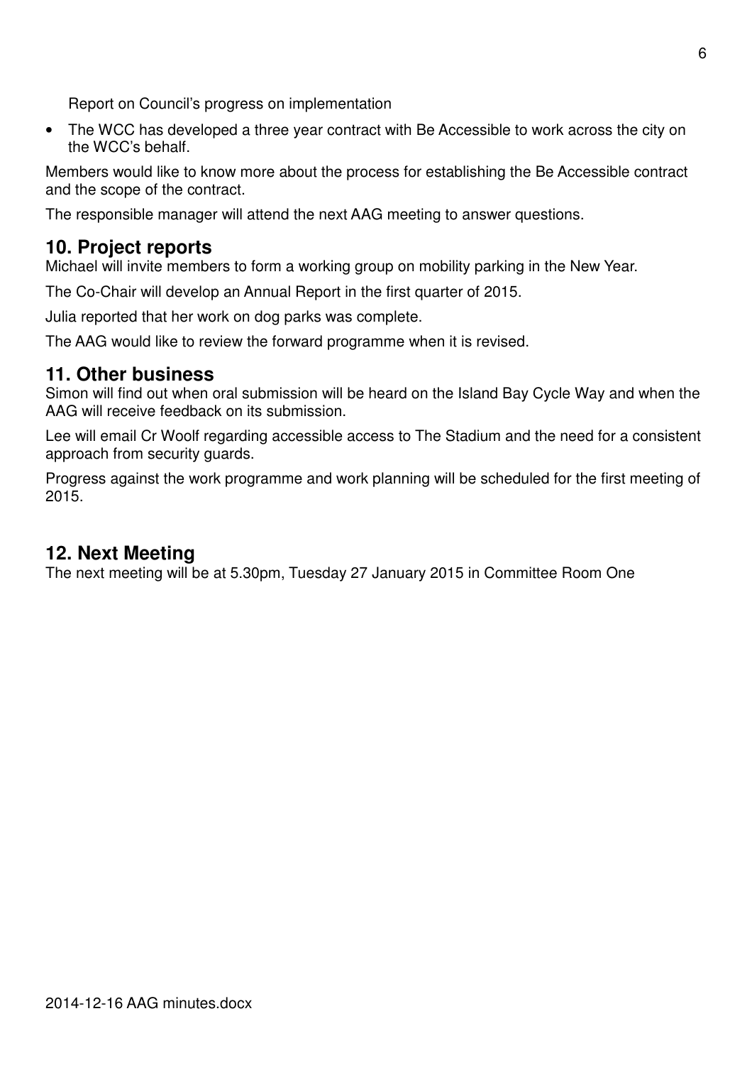Report on Council's progress on implementation

- The WCC has developed a three year contract with Be Accessible to work across the city on the WCC's behalf.

Members would like to know more about the process for establishing the Be Accessible contract and the scope of the contract.

The responsible manager will attend the next AAG meeting to answer questions.

## 10. Project reports

Michael will invite members to form a working group on mobility parking in the New Year.

The Co-Chair will develop an Annual Report in the first quarter of 2015.

Julia reported that her work on dog parks was complete.

The AAG would like to review the forward programme when it is revised.

## 11. Other business

Simon will find out when oral submission will be heard on the Island Bay Cycle Way and when the AAG will receive feedback on its submission.

Lee will email Cr Woolf regarding accessible access to The Stadium and the need for a consistent approach from security guards.

Progress against the work programme and work planning will be scheduled for the first meeting of 2015.

## 12. Next Meeting

The next meeting will be at 5.30pm, Tuesday 27 January 2015 in Committee Room One